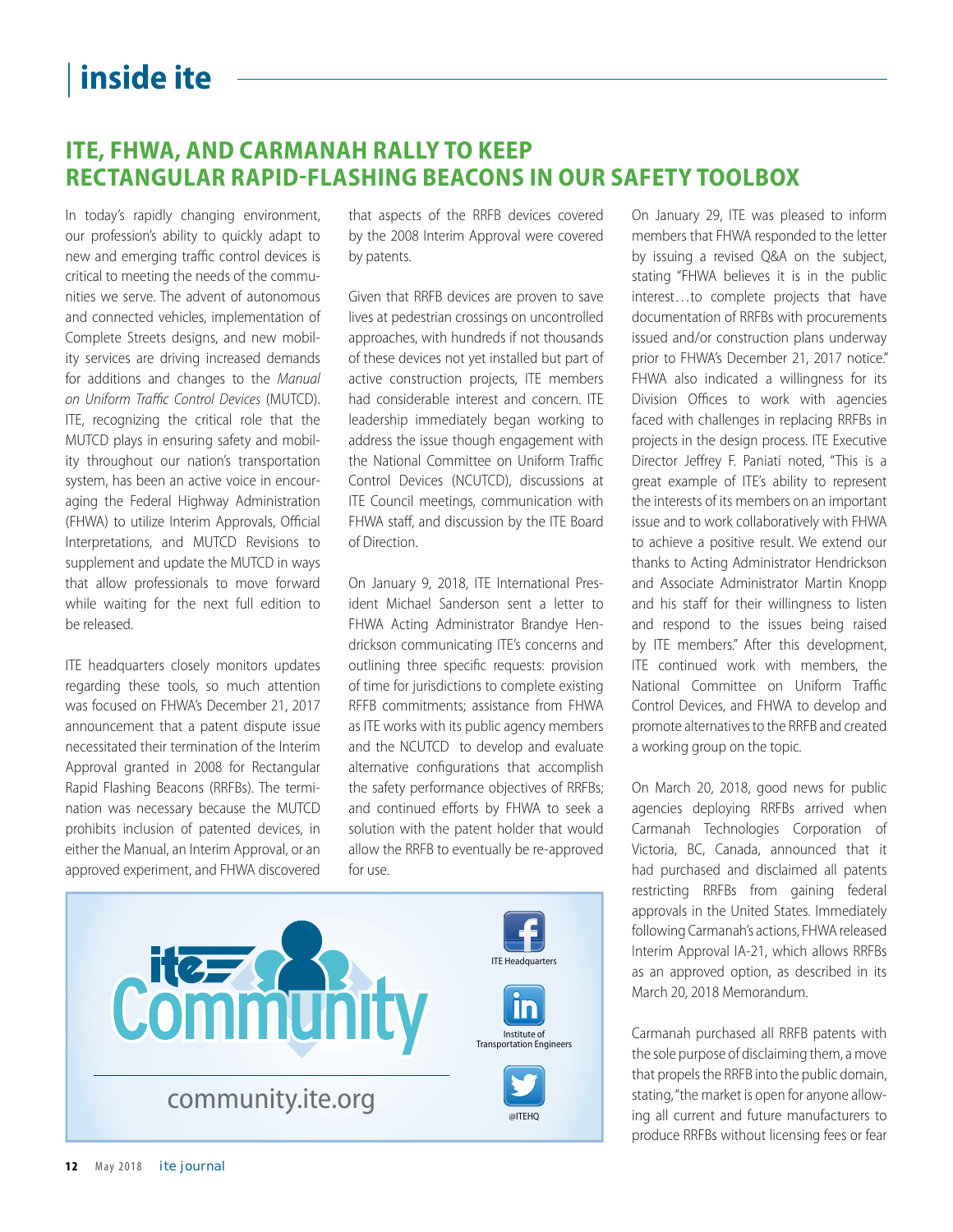# ITE, FHWA, AND CARMANAH RALLY TO KEEP RECTANGULAR RAPID-FLASHING BEACONS IN OUR SAFETY TOOLBOX

In today's rapidly changing environment, our profession's ability to quickly adapt to new and emerging traffic control devices is critical to meeting the needs of the communities we serve. The advent of autonomous and connected vehicles, implementation of Complete Streets designs, and new mobility services are driving increased demands for additions and changes to the *Manual on Uniform Traffic Control Devices* (MUTCD). ITE, recognizing the critical role that the MUTCD plays in ensuring safety and mobility throughout our nation's transportation system, has been an active voice in encouraging the Federal Highway Administration (FHWA) to utilize Interim Approvals, Official Interpretations, and MUTCD Revisions to supplement and update the MUTCD in ways that allow professionals to move forward while waiting for the next full edition to be released.

ITE headquarters closely monitors updates regarding these tools, so much attention was focused on FHWA's December 21, 2017 announcement that a patent dispute issue necessitated their termination of the Interim Approval granted in 2008 for Rectangular Rapid Flashing Beacons (RRFBs). The termination was necessary because the MUTCD prohibits inclusion of patented devices, in either the Manual, an Interim Approval, or an approved experiment, and FHWA discovered that aspects of the RRFB devices covered by the 2008 Interim Approval were covered by patents.

Given that RRFB devices are proven to save lives at pedestrian crossings on uncontrolled approaches, with hundreds if not thousands of these devices not yet installed but part of active construction projects, ITE members had considerable interest and concern. ITE leadership immediately began working to address the issue though engagement with the National Committee on Uniform Traffic Control Devices (NCUTCD), discussions at ITE Council meetings, communication with FHWA staff, and discussion by the ITE Board of Direction.

On January 9, 2018, ITE International President Michael Sanderson sent a letter to FHWA Acting Administrator Brandye Hendrickson communicating ITE's concerns and outlining three specific requests: provision of time for jurisdictions to complete existing RFFB commitments; assistance from FHWA as ITE works with its public agency members and the NCUTCD to develop and evaluate alternative configurations that accomplish the safety performance objectives of RRFBs; and continued efforts by FHWA to seek a solution with the patent holder that would allow the RRFB to eventually be re-approved for use.

On January 29, ITE was pleased to inform members that FHWA responded to the letter by issuing a revised Q&A on the subject, stating "FHWA believes it is in the public interest…to complete projects that have documentation of RRFBs with procurements issued and/or construction plans underway prior to FHWA's December 21, 2017 notice." FHWA also indicated a willingness for its Division Offices to work with agencies faced with challenges in replacing RRFBs in projects in the design process. ITE Executive Director Jeffrey F. Paniati noted, "This is a great example of ITE's ability to represent the interests of its members on an important issue and to work collaboratively with FHWA to achieve a positive result. We extend our thanks to Acting Administrator Hendrickson and Associate Administrator Martin Knopp and his staff for their willingness to listen and respond to the issues being raised by ITE members." After this development, ITE continued work with members, the National Committee on Uniform Traffic Control Devices, and FHWA to develop and promote alternatives to the RRFB and created a working group on the topic.

On March 20, 2018, good news for public agencies deploying RRFBs arrived when Carmanah Technologies Corporation of Victoria, BC, Canada, announced that it had purchased and disclaimed all patents restricting RRFBs from gaining federal approvals in the United States. Immediately following Carmanah's actions, FHWA released Interim Approval IA-21, which allows RRFBs as an approved option, as described in its March 20, 2018 Memorandum.

Carmanah purchased all RRFB patents with the sole purpose of disclaiming them, a move that propels the RRFB into the public domain, stating, "the market is open for anyone allowing all current and future manufacturers to produce RRFBs without licensing fees or fear

ite Community — community.ite.org

ITE Headquarters

Institute of Transportation Engineers

@ITEHQ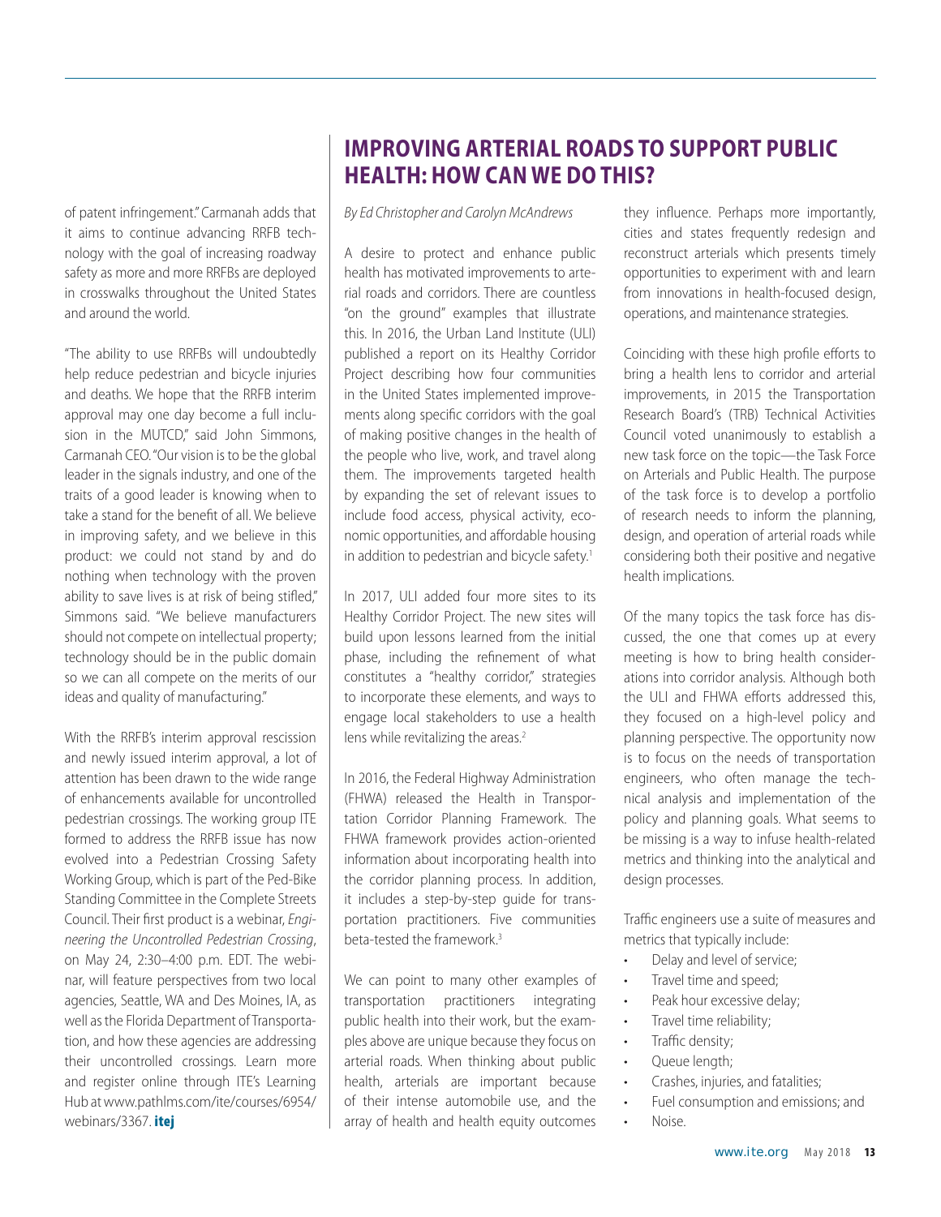of patent infringement." Carmanah adds that it aims to continue advancing RRFB technology with the goal of increasing roadway safety as more and more RRFBs are deployed in crosswalks throughout the United States and around the world.

"The ability to use RRFBs will undoubtedly help reduce pedestrian and bicycle injuries and deaths. We hope that the RRFB interim approval may one day become a full inclusion in the MUTCD," said John Simmons, Carmanah CEO. "Our vision is to be the global leader in the signals industry, and one of the traits of a good leader is knowing when to take a stand for the benefit of all. We believe in improving safety, and we believe in this product: we could not stand by and do nothing when technology with the proven ability to save lives is at risk of being stifled," Simmons said. "We believe manufacturers should not compete on intellectual property; technology should be in the public domain so we can all compete on the merits of our ideas and quality of manufacturing."

With the RRFB's interim approval rescission and newly issued interim approval, a lot of attention has been drawn to the wide range of enhancements available for uncontrolled pedestrian crossings. The working group ITE formed to address the RRFB issue has now evolved into a Pedestrian Crossing Safety Working Group, which is part of the Ped-Bike Standing Committee in the Complete Streets Council. Their first product is a webinar, *Engineering the Uncontrolled Pedestrian Crossing*, on May 24, 2:30–4:00 p.m. EDT. The webinar, will feature perspectives from two local agencies, Seattle, WA and Des Moines, IA, as well as the Florida Department of Transportation, and how these agencies are addressing their uncontrolled crossings. Learn more and register online through ITE's Learning Hub at www.pathlms.com/ite/courses/6954/webinars/3367. **itej**

## IMPROVING ARTERIAL ROADS TO SUPPORT PUBLIC HEALTH: HOW CAN WE DO THIS?

*By Ed Christopher and Carolyn McAndrews*

A desire to protect and enhance public health has motivated improvements to arterial roads and corridors. There are countless "on the ground" examples that illustrate this. In 2016, the Urban Land Institute (ULI) published a report on its Healthy Corridor Project describing how four communities in the United States implemented improvements along specific corridors with the goal of making positive changes in the health of the people who live, work, and travel along them. The improvements targeted health by expanding the set of relevant issues to include food access, physical activity, economic opportunities, and affordable housing in addition to pedestrian and bicycle safety.[1]

In 2017, ULI added four more sites to its Healthy Corridor Project. The new sites will build upon lessons learned from the initial phase, including the refinement of what constitutes a "healthy corridor," strategies to incorporate these elements, and ways to engage local stakeholders to use a health lens while revitalizing the areas.[2]

In 2016, the Federal Highway Administration (FHWA) released the Health in Transportation Corridor Planning Framework. The FHWA framework provides action-oriented information about incorporating health into the corridor planning process. In addition, it includes a step-by-step guide for transportation practitioners. Five communities beta-tested the framework.[3]

We can point to many other examples of transportation practitioners integrating public health into their work, but the examples above are unique because they focus on arterial roads. When thinking about public health, arterials are important because of their intense automobile use, and the array of health and health equity outcomes they influence. Perhaps more importantly, cities and states frequently redesign and reconstruct arterials which presents timely opportunities to experiment with and learn from innovations in health-focused design, operations, and maintenance strategies.

Coinciding with these high profile efforts to bring a health lens to corridor and arterial improvements, in 2015 the Transportation Research Board's (TRB) Technical Activities Council voted unanimously to establish a new task force on the topic—the Task Force on Arterials and Public Health. The purpose of the task force is to develop a portfolio of research needs to inform the planning, design, and operation of arterial roads while considering both their positive and negative health implications.

Of the many topics the task force has discussed, the one that comes up at every meeting is how to bring health considerations into corridor analysis. Although both the ULI and FHWA efforts addressed this, they focused on a high-level policy and planning perspective. The opportunity now is to focus on the needs of transportation engineers, who often manage the technical analysis and implementation of the policy and planning goals. What seems to be missing is a way to infuse health-related metrics and thinking into the analytical and design processes.

Traffic engineers use a suite of measures and metrics that typically include:

- Delay and level of service;
- Travel time and speed;
- Peak hour excessive delay;
- Travel time reliability;
- Traffic density;
- Queue length;
- Crashes, injuries, and fatalities;
- Fuel consumption and emissions; and
- Noise.